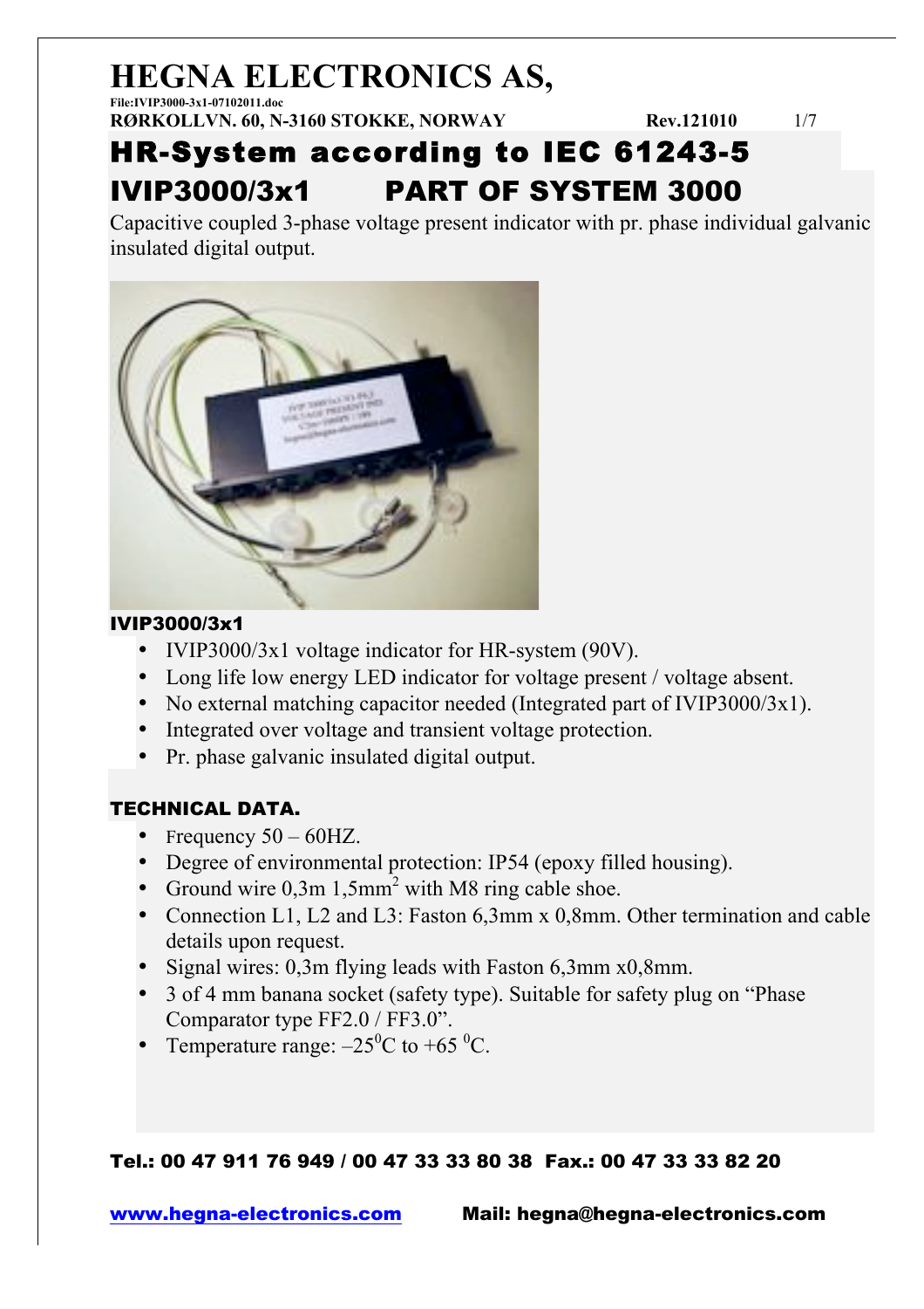# HEGNA ELECTRONICS AS,

File:IVIP3000-3x1-07102011.doc

**RØRKOLLVN. 60, N-3160 STOKKE, NORWAY** **Rev.121010**

# HR-System according to IEC 61243-5

# IVIP3000/3x1 PART OF SYSTEM 3000

Capacitive coupled 3-phase voltage present indicator with pr. phase individual galvanic insulated digital output.

### IVIP3000/3x1

- IVIP3000/3x1 voltage indicator for HR-system (90V).
- Long life low energy LED indicator for voltage present / voltage absent.
- No external matching capacitor needed (Integrated part of IVIP3000/3x1).
- Integrated over voltage and transient voltage protection.
- Pr. phase galvanic insulated digital output.

### TECHNICAL DATA.

- Frequency 50 – 60HZ.
- Degree of environmental protection: IP54 (epoxy filled housing).
- Ground wire 0,3m 1,5mm$^2$ with M8 ring cable shoe.
- Connection L1, L2 and L3: Faston 6,3mm x 0,8mm. Other termination and cable details upon request.
- Signal wires: 0,3m flying leads with Faston 6,3mm x0,8mm.
- 3 of 4 mm banana socket (safety type). Suitable for safety plug on "Phase Comparator type FF2.0 / FF3.0".
- Temperature range: –25$^0$C to +65 $^0$C.

**Tel.: 00 47 911 76 949 / 00 47 33 33 80 38 Fax.: 00 47 33 33 82 20**

**www.hegna-electronics.com** **Mail: hegna@hegna-electronics.com**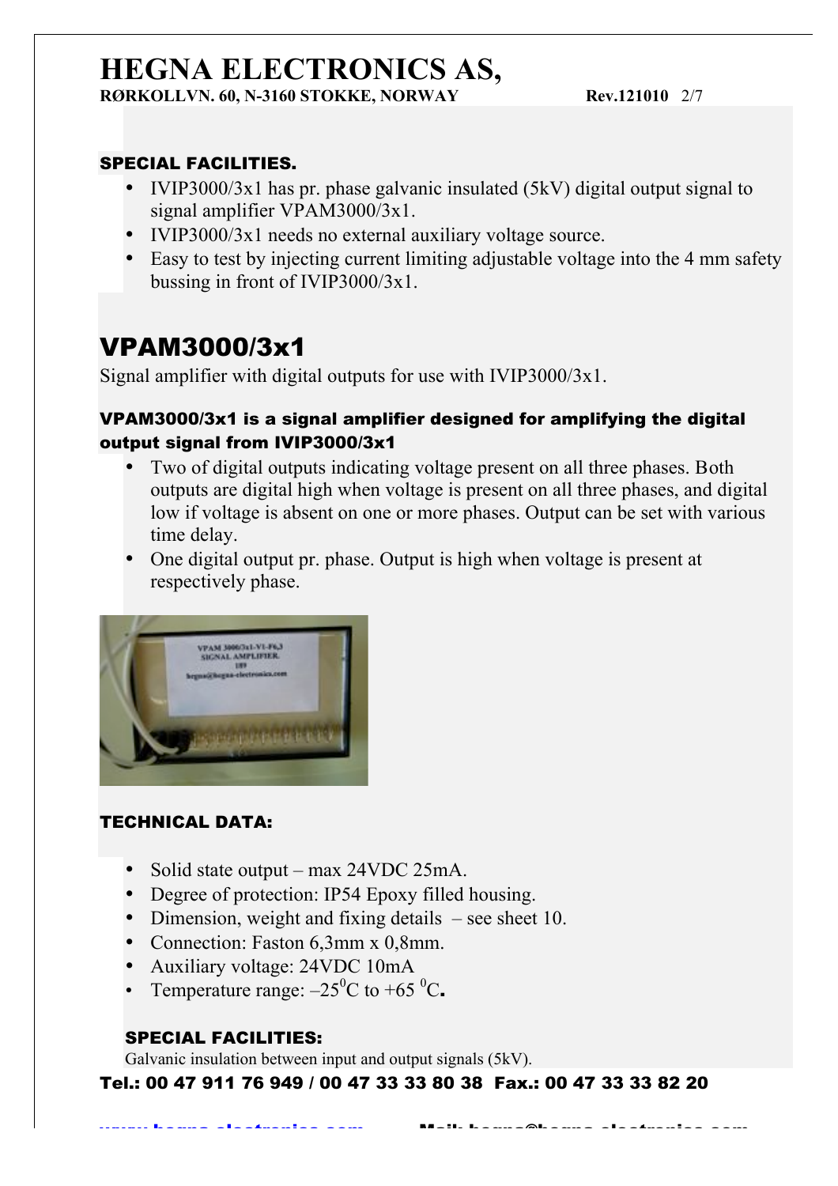## SPECIAL FACILITIES.

- IVIP3000/3x1 has pr. phase galvanic insulated (5kV) digital output signal to signal amplifier VPAM3000/3x1.
- IVIP3000/3x1 needs no external auxiliary voltage source.
- Easy to test by injecting current limiting adjustable voltage into the 4 mm safety bussing in front of IVIP3000/3x1.

# VPAM3000/3x1

Signal amplifier with digital outputs for use with IVIP3000/3x1.

### VPAM3000/3x1 is a signal amplifier designed for amplifying the digital output signal from IVIP3000/3x1

- Two of digital outputs indicating voltage present on all three phases. Both outputs are digital high when voltage is present on all three phases, and digital low if voltage is absent on one or more phases. Output can be set with various time delay.
- One digital output pr. phase. Output is high when voltage is present at respectively phase.

## TECHNICAL DATA:

- Solid state output – max 24VDC 25mA.
- Degree of protection: IP54 Epoxy filled housing.
- Dimension, weight and fixing details – see sheet 10.
- Connection: Faston 6,3mm x 0,8mm.
- Auxiliary voltage: 24VDC 10mA
- Temperature range: –25$^{0}$C to +65 $^{0}$C.

## SPECIAL FACILITIES:

Galvanic insulation between input and output signals (5kV).

**Tel.: 00 47 911 76 949 / 00 47 33 33 80 38 Fax.: 00 47 33 33 82 20**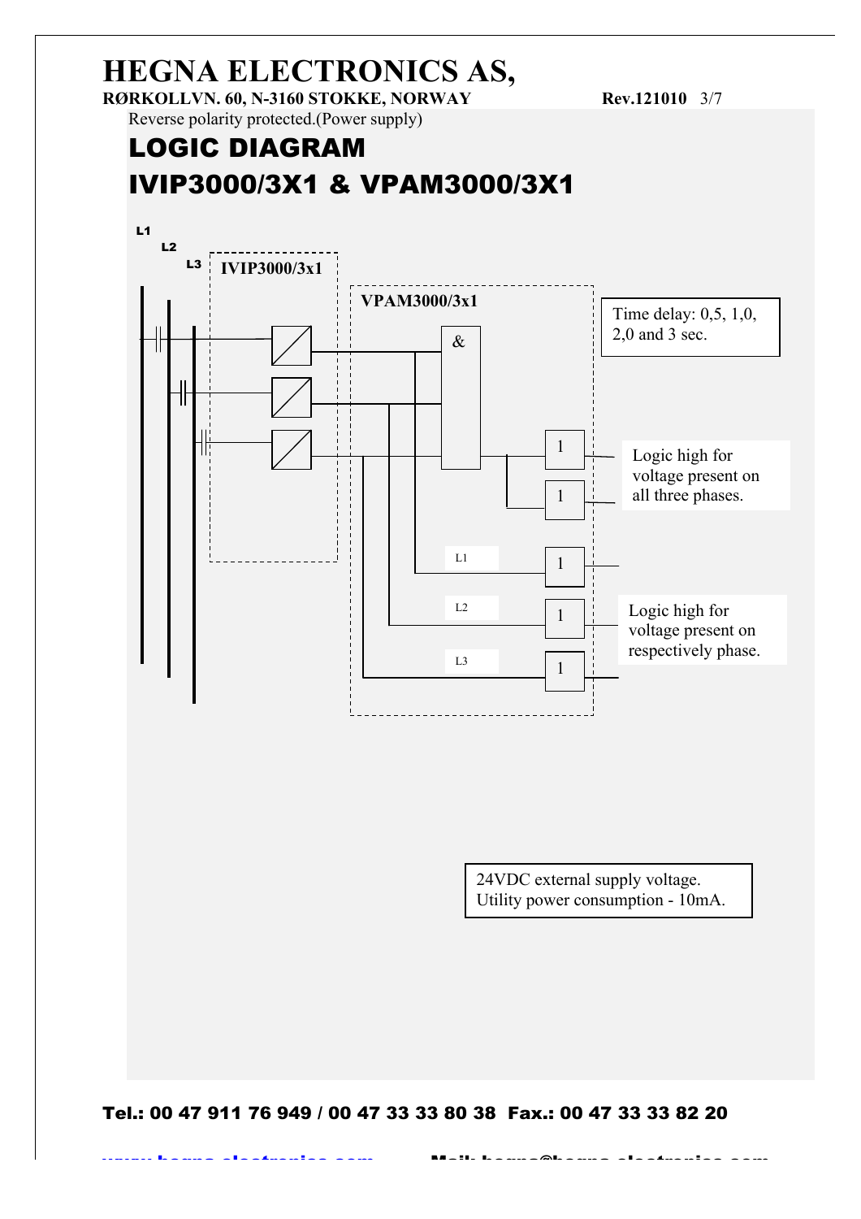Reverse polarity protected.(Power supply)

# LOGIC DIAGRAM

# IVIP3000/3X1 & VPAM3000/3X1

L1
L2
L3

IVIP3000/3x1

VPAM3000/3x1

&

1

1

L1

1

L2

1

L3

1

Time delay: 0,5, 1,0, 2,0 and 3 sec.

Logic high for voltage present on all three phases.

Logic high for voltage present on respectively phase.

24VDC external supply voltage.
Utility power consumption - 10mA.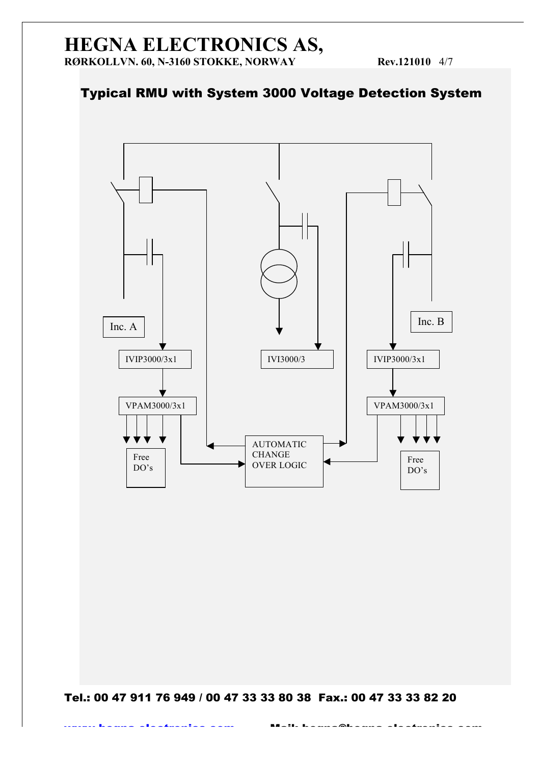# HEGNA ELECTRONICS AS,

**RØRKOLLVN. 60, N-3160 STOKKE, NORWAY** **Rev.121010**

## Typical RMU with System 3000 Voltage Detection System

Inc. A

IVIP3000/3x1

VPAM3000/3x1

Free DO's

IVI3000/3

AUTOMATIC CHANGE OVER LOGIC

Inc. B

IVIP3000/3x1

VPAM3000/3x1

Free DO's

**Tel.: 00 47 911 76 949 / 00 47 33 33 80 38 Fax.: 00 47 33 33 82 20**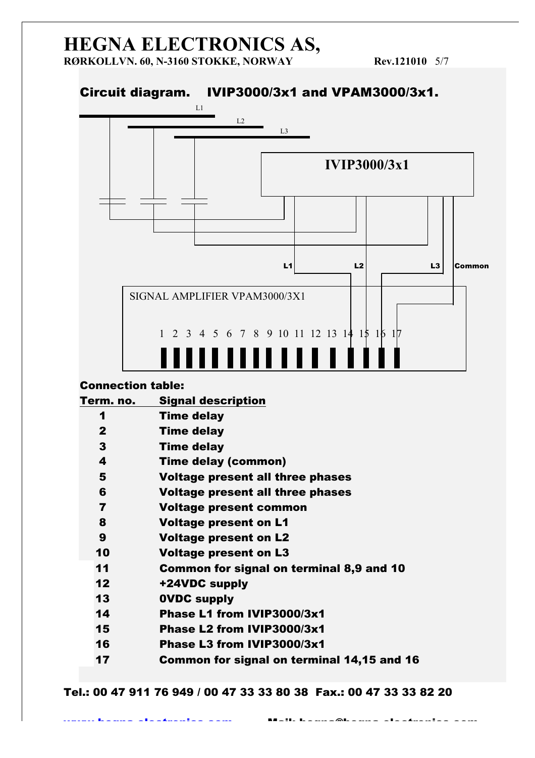# HEGNA ELECTRONICS AS,

**RØRKOLLVN. 60, N-3160 STOKKE, NORWAY** **Rev.121010**

## Circuit diagram. IVIP3000/3x1 and VPAM3000/3x1.

L1

L2

L3

IVIP3000/3x1

L1 L2 L3 Common

SIGNAL AMPLIFIER VPAM3000/3X1

1 2 3 4 5 6 7 8 9 10 11 12 13 14 15 16 17

**Connection table:**

| Term. no. | Signal description |
|---|---|
| 1 | Time delay |
| 2 | Time delay |
| 3 | Time delay |
| 4 | Time delay (common) |
| 5 | Voltage present all three phases |
| 6 | Voltage present all three phases |
| 7 | Voltage present common |
| 8 | Voltage present on L1 |
| 9 | Voltage present on L2 |
| 10 | Voltage present on L3 |
| 11 | Common for signal on terminal 8,9 and 10 |
| 12 | +24VDC supply |
| 13 | 0VDC supply |
| 14 | Phase L1 from IVIP3000/3x1 |
| 15 | Phase L2 from IVIP3000/3x1 |
| 16 | Phase L3 from IVIP3000/3x1 |
| 17 | Common for signal on terminal 14,15 and 16 |

**Tel.: 00 47 911 76 949 / 00 47 33 33 80 38 Fax.: 00 47 33 33 82 20**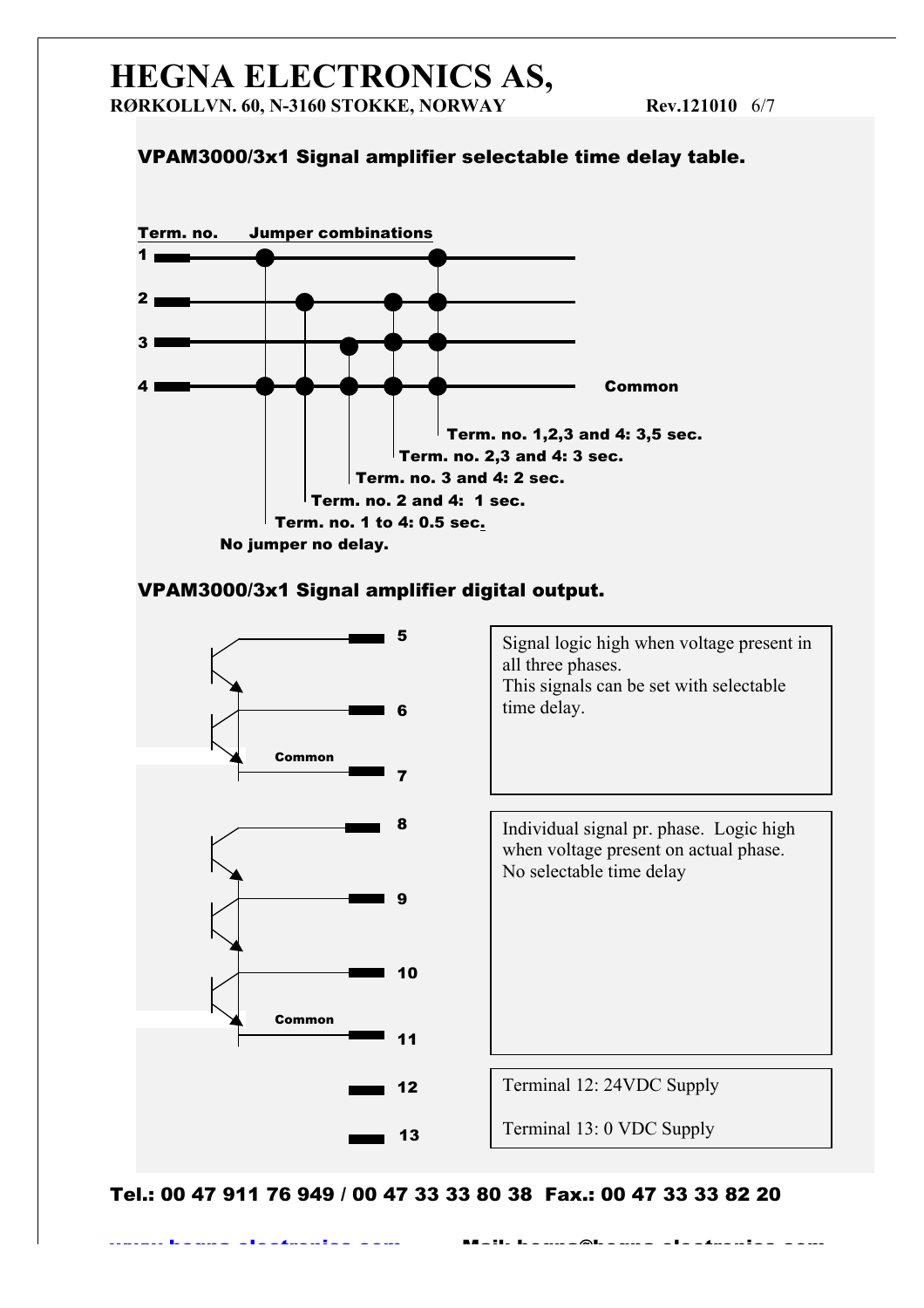# HEGNA ELECTRONICS AS,

**RØRKOLLVN. 60, N-3160 STOKKE, NORWAY** Rev.121010

## VPAM3000/3x1 Signal amplifier selectable time delay table.

**Term. no.** **Jumper combinations**

1
2
3
4 Common

- Term. no. 1,2,3 and 4: 3,5 sec.
- Term. no. 2,3 and 4: 3 sec.
- Term. no. 3 and 4: 2 sec.
- Term. no. 2 and 4: 1 sec.
- Term. no. 1 to 4: 0.5 sec.
- No jumper no delay.

## VPAM3000/3x1 Signal amplifier digital output.

5
6
Common
7

Signal logic high when voltage present in all three phases.
This signals can be set with selectable time delay.

8
9
10
Common
11

Individual signal pr. phase. Logic high when voltage present on actual phase.
No selectable time delay

12
13

Terminal 12: 24VDC Supply

Terminal 13: 0 VDC Supply

**Tel.: 00 47 911 76 949 / 00 47 33 33 80 38 Fax.: 00 47 33 33 82 20**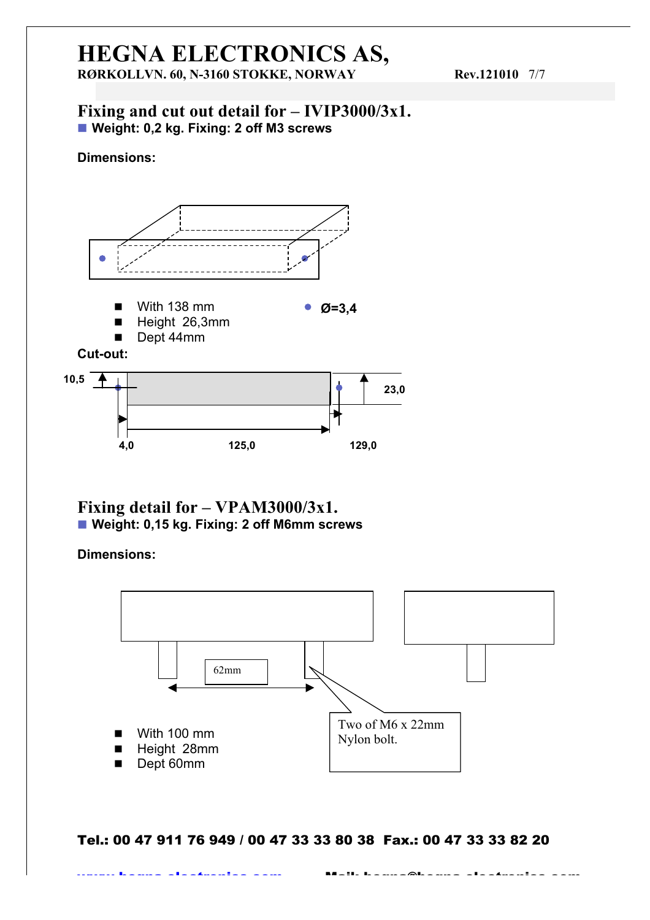# HEGNA ELECTRONICS AS,

**RØRKOLLVN. 60, N-3160 STOKKE, NORWAY** **Rev.121010**

## Fixing and cut out detail for – IVIP3000/3x1.

- **Weight: 0,2 kg. Fixing: 2 off M3 screws**

**Dimensions:**

- With 138 mm
- Height 26,3mm
- Dept 44mm

- **Ø=3,4**

**Cut-out:**

10,5

23,0

4,0

125,0

129,0

## Fixing detail for – VPAM3000/3x1.

- **Weight: 0,15 kg. Fixing: 2 off M6mm screws**

**Dimensions:**

62mm

Two of M6 x 22mm Nylon bolt.

- With 100 mm
- Height 28mm
- Dept 60mm

**Tel.: 00 47 911 76 949 / 00 47 33 33 80 38 Fax.: 00 47 33 33 82 20**

www.hegna-electronics.com Mail: hegna@hegna-electronics.com